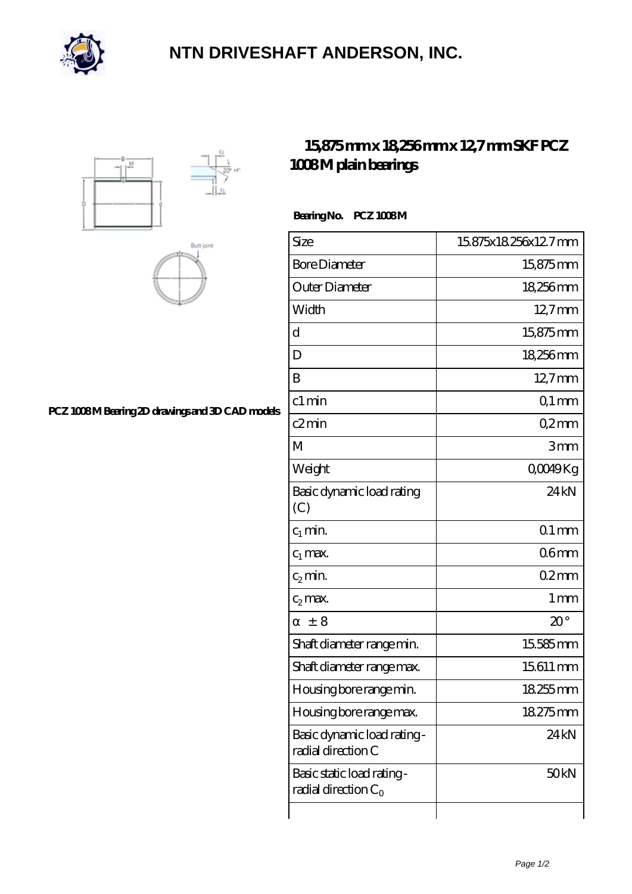# NTN DRIVESHAFT ANDERSON, INC.

## 15,875 mm x 18,256 mm x 12,7 mm SKF PCZ 1008 M plain bearings

PCZ 1008 M Bearing 2D drawings and 3D CAD models

**Bearing No. PCZ 1008 M**

| Size | 15.875x18.256x12.7 mm |
|---|---|
| Bore Diameter | 15,875 mm |
| Outer Diameter | 18,256 mm |
| Width | 12,7 mm |
| d | 15,875 mm |
| D | 18,256 mm |
| B | 12,7 mm |
| c1 min | 0,1 mm |
| c2 min | 0,2 mm |
| M | 3 mm |
| Weight | 0,0049 Kg |
| Basic dynamic load rating (C) | 24 kN |
| $c_1$ min. | 0.1 mm |
| $c_1$ max. | 0.6 mm |
| $c_2$ min. | 0.2 mm |
| $c_2$ max. | 1 mm |
| α ± 8 | 20 ° |
| Shaft diameter range min. | 15.585 mm |
| Shaft diameter range max. | 15.611 mm |
| Housing bore range min. | 18.255 mm |
| Housing bore range max. | 18.275 mm |
| Basic dynamic load rating - radial direction C | 24 kN |
| Basic static load rating - radial direction $C_0$ | 50 kN |
| | |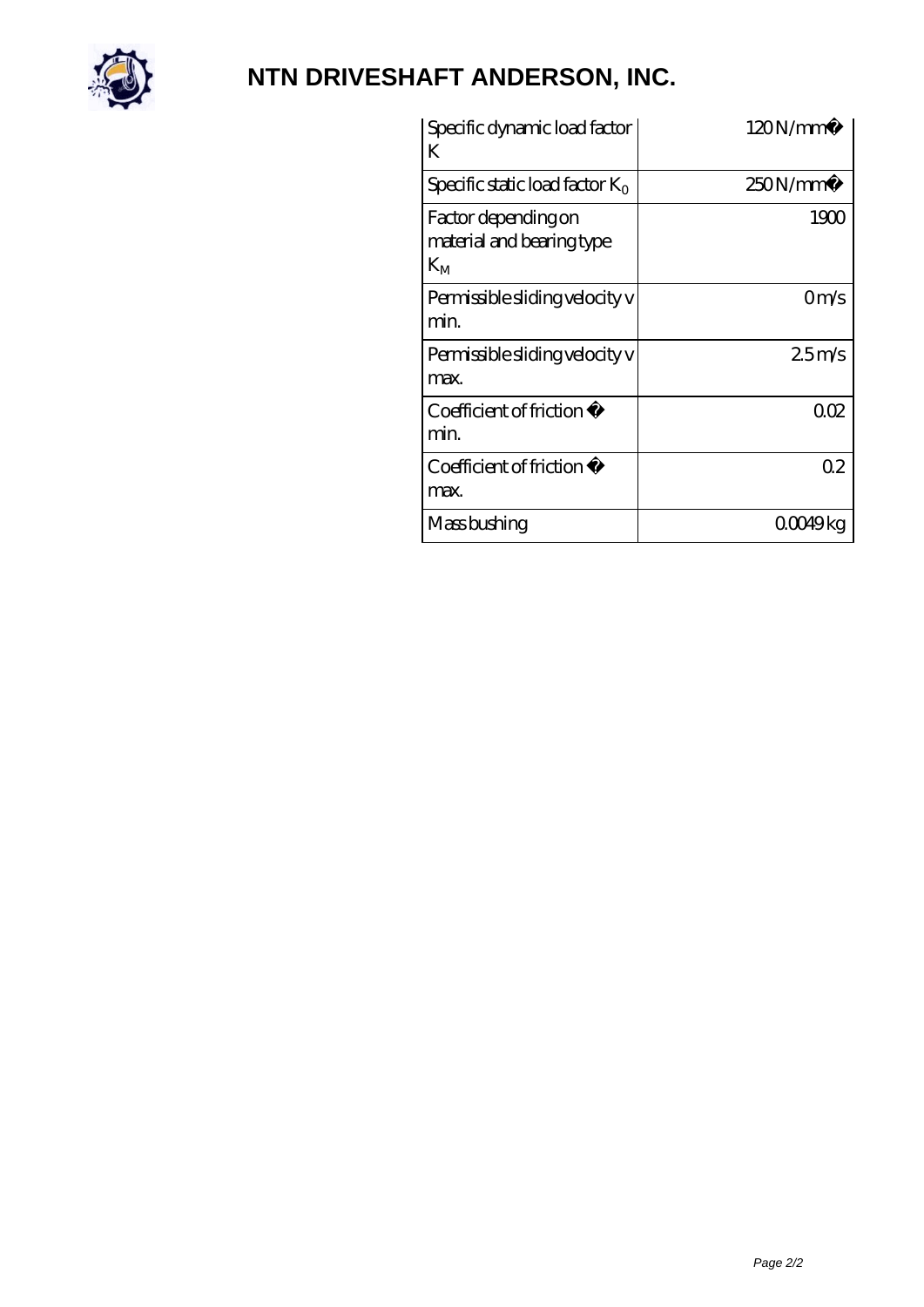# NTN DRIVESHAFT ANDERSON, INC.

| | |
|---|---|
| Specific dynamic load factor K | 120 N/mm� |
| Specific static load factor $K_0$ | 250 N/mm� |
| Factor depending on material and bearing type $K_M$ | 1900 |
| Permissible sliding velocity v min. | 0 m/s |
| Permissible sliding velocity v max. | 2.5 m/s |
| Coefficient of friction � min. | 0.02 |
| Coefficient of friction � max. | 0.2 |
| Mass bushing | 0.0049 kg |